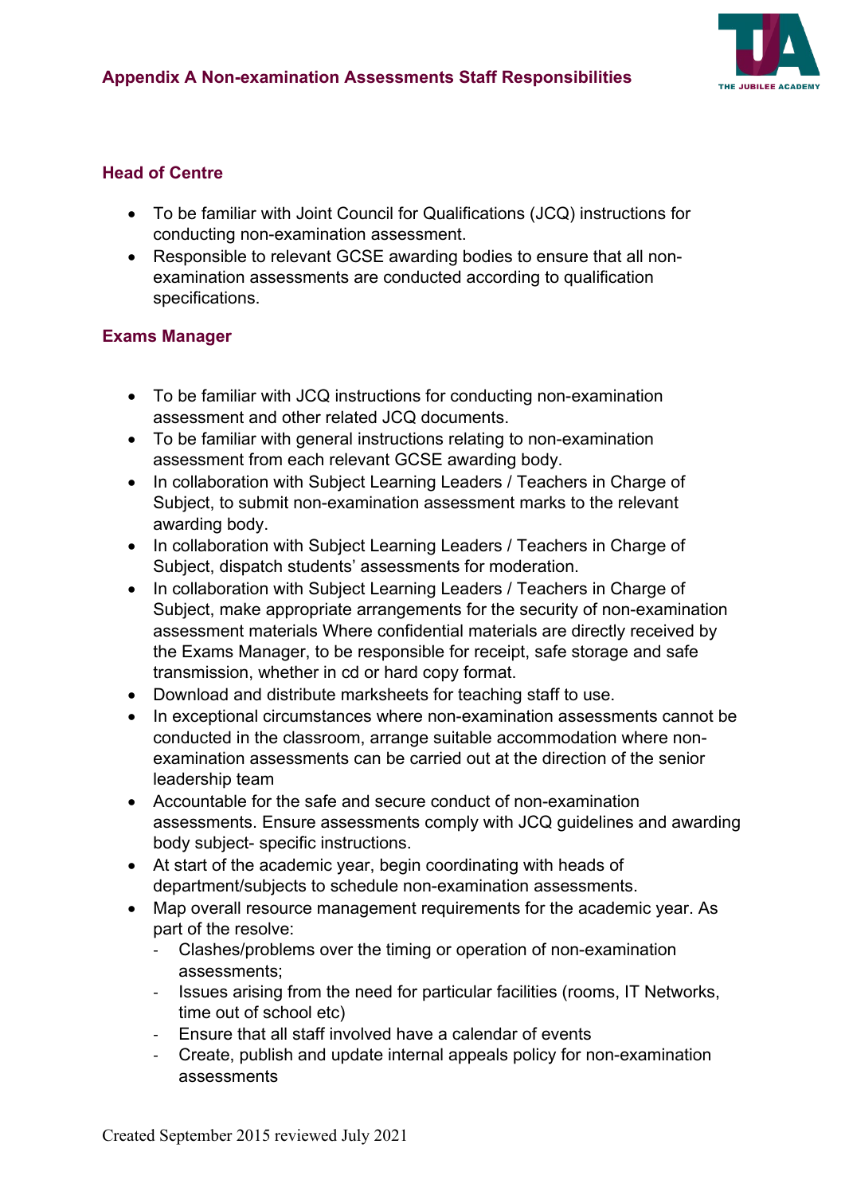## Appendix A Non-examination Assessments Staff Responsibilities

### Head of Centre

- To be familiar with Joint Council for Qualifications (JCQ) instructions for conducting non-examination assessment.
- Responsible to relevant GCSE awarding bodies to ensure that all non-examination assessments are conducted according to qualification specifications.

### Exams Manager

- To be familiar with JCQ instructions for conducting non-examination assessment and other related JCQ documents.
- To be familiar with general instructions relating to non-examination assessment from each relevant GCSE awarding body.
- In collaboration with Subject Learning Leaders / Teachers in Charge of Subject, to submit non-examination assessment marks to the relevant awarding body.
- In collaboration with Subject Learning Leaders / Teachers in Charge of Subject, dispatch students' assessments for moderation.
- In collaboration with Subject Learning Leaders / Teachers in Charge of Subject, make appropriate arrangements for the security of non-examination assessment materials Where confidential materials are directly received by the Exams Manager, to be responsible for receipt, safe storage and safe transmission, whether in cd or hard copy format.
- Download and distribute marksheets for teaching staff to use.
- In exceptional circumstances where non-examination assessments cannot be conducted in the classroom, arrange suitable accommodation where non-examination assessments can be carried out at the direction of the senior leadership team
- Accountable for the safe and secure conduct of non-examination assessments. Ensure assessments comply with JCQ guidelines and awarding body subject- specific instructions.
- At start of the academic year, begin coordinating with heads of department/subjects to schedule non-examination assessments.
- Map overall resource management requirements for the academic year. As part of the resolve:
  - Clashes/problems over the timing or operation of non-examination assessments;
  - Issues arising from the need for particular facilities (rooms, IT Networks, time out of school etc)
  - Ensure that all staff involved have a calendar of events
  - Create, publish and update internal appeals policy for non-examination assessments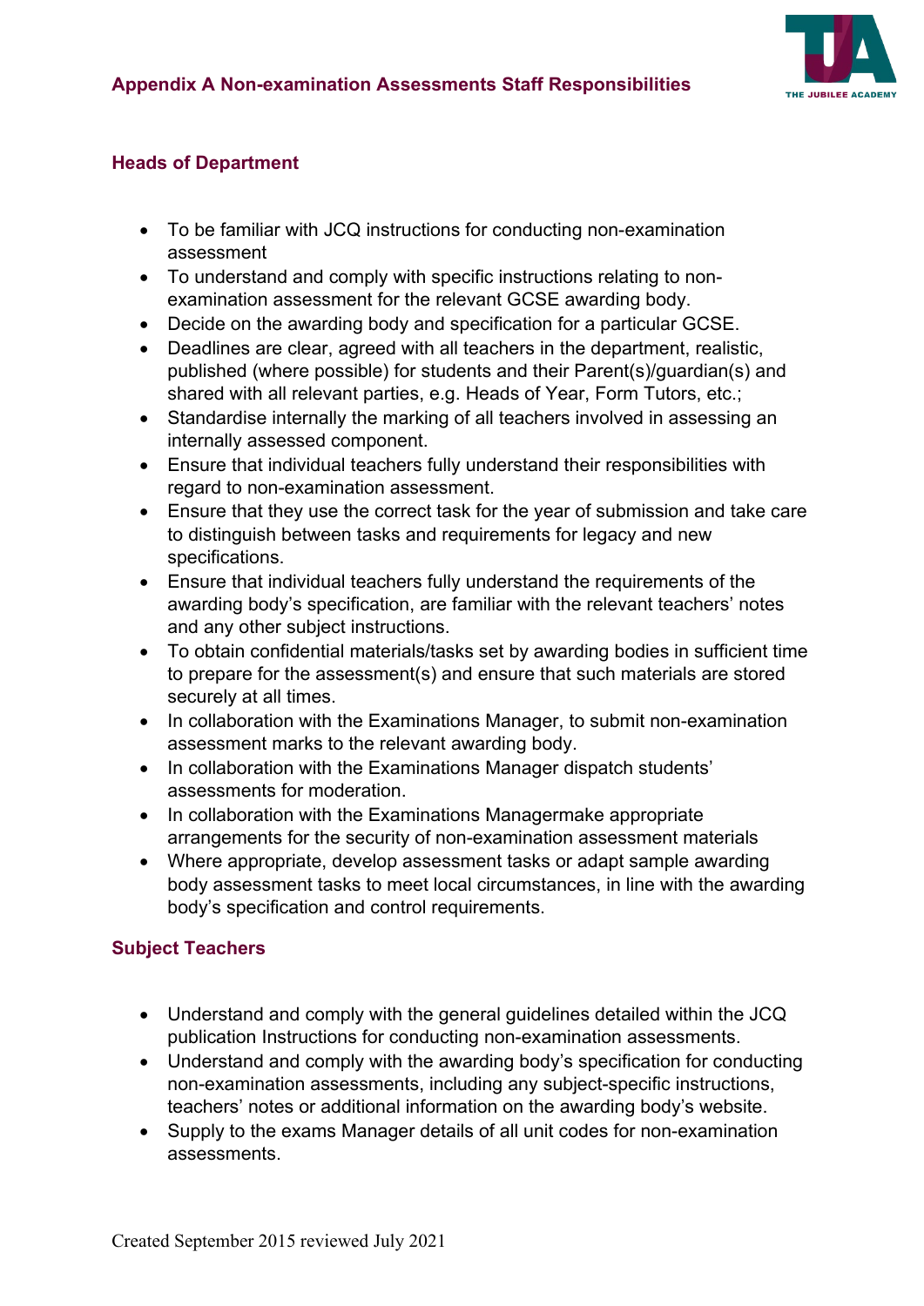## Appendix A Non-examination Assessments Staff Responsibilities

### Heads of Department

- To be familiar with JCQ instructions for conducting non-examination assessment
- To understand and comply with specific instructions relating to non-examination assessment for the relevant GCSE awarding body.
- Decide on the awarding body and specification for a particular GCSE.
- Deadlines are clear, agreed with all teachers in the department, realistic, published (where possible) for students and their Parent(s)/guardian(s) and shared with all relevant parties, e.g. Heads of Year, Form Tutors, etc.;
- Standardise internally the marking of all teachers involved in assessing an internally assessed component.
- Ensure that individual teachers fully understand their responsibilities with regard to non-examination assessment.
- Ensure that they use the correct task for the year of submission and take care to distinguish between tasks and requirements for legacy and new specifications.
- Ensure that individual teachers fully understand the requirements of the awarding body's specification, are familiar with the relevant teachers' notes and any other subject instructions.
- To obtain confidential materials/tasks set by awarding bodies in sufficient time to prepare for the assessment(s) and ensure that such materials are stored securely at all times.
- In collaboration with the Examinations Manager, to submit non-examination assessment marks to the relevant awarding body.
- In collaboration with the Examinations Manager dispatch students' assessments for moderation.
- In collaboration with the Examinations Managermake appropriate arrangements for the security of non-examination assessment materials
- Where appropriate, develop assessment tasks or adapt sample awarding body assessment tasks to meet local circumstances, in line with the awarding body's specification and control requirements.

### Subject Teachers

- Understand and comply with the general guidelines detailed within the JCQ publication Instructions for conducting non-examination assessments.
- Understand and comply with the awarding body's specification for conducting non-examination assessments, including any subject-specific instructions, teachers' notes or additional information on the awarding body's website.
- Supply to the exams Manager details of all unit codes for non-examination assessments.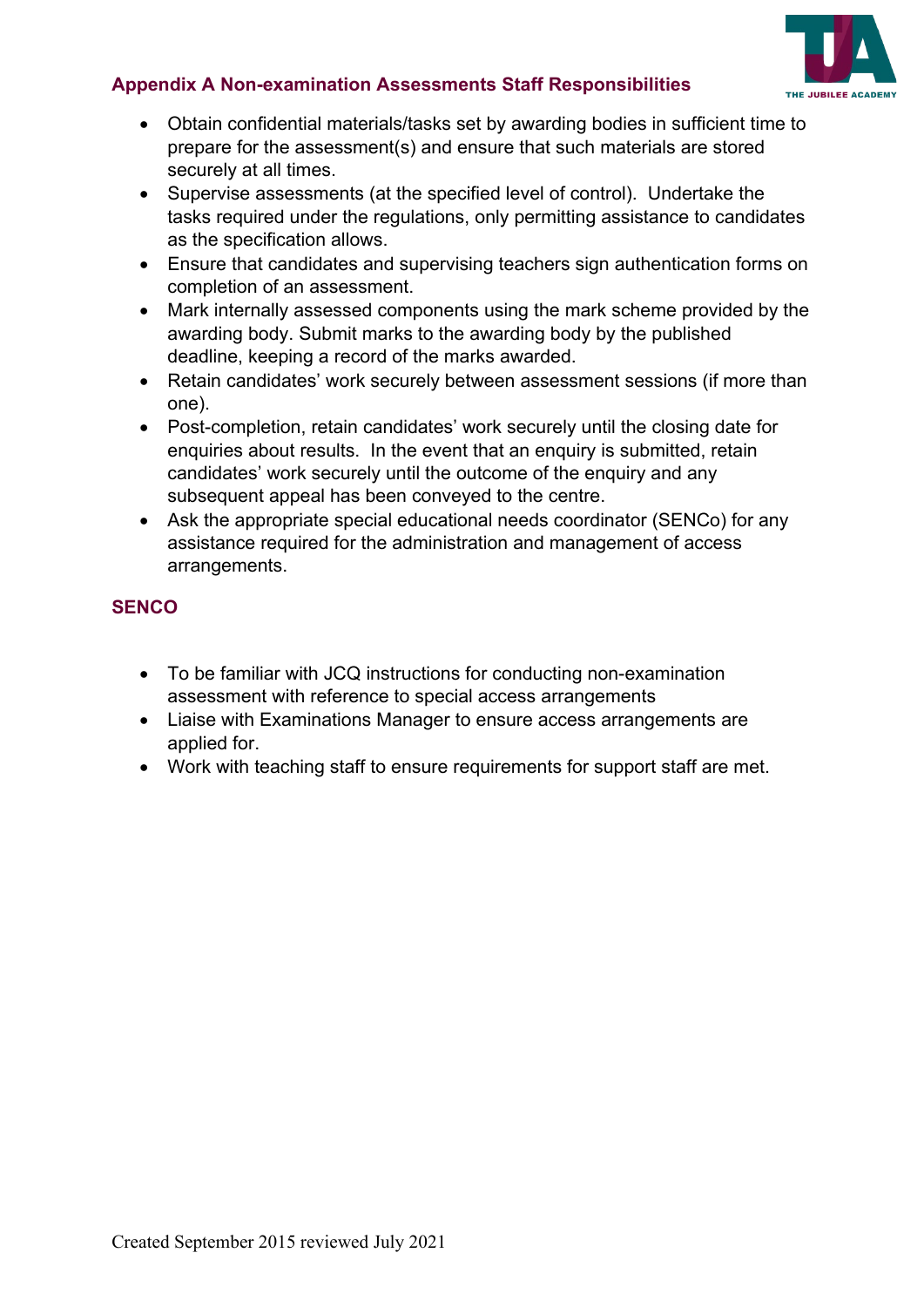## Appendix A Non-examination Assessments Staff Responsibilities

- Obtain confidential materials/tasks set by awarding bodies in sufficient time to prepare for the assessment(s) and ensure that such materials are stored securely at all times.
- Supervise assessments (at the specified level of control). Undertake the tasks required under the regulations, only permitting assistance to candidates as the specification allows.
- Ensure that candidates and supervising teachers sign authentication forms on completion of an assessment.
- Mark internally assessed components using the mark scheme provided by the awarding body. Submit marks to the awarding body by the published deadline, keeping a record of the marks awarded.
- Retain candidates' work securely between assessment sessions (if more than one).
- Post-completion, retain candidates' work securely until the closing date for enquiries about results. In the event that an enquiry is submitted, retain candidates' work securely until the outcome of the enquiry and any subsequent appeal has been conveyed to the centre.
- Ask the appropriate special educational needs coordinator (SENCo) for any assistance required for the administration and management of access arrangements.

## SENCO

- To be familiar with JCQ instructions for conducting non-examination assessment with reference to special access arrangements
- Liaise with Examinations Manager to ensure access arrangements are applied for.
- Work with teaching staff to ensure requirements for support staff are met.

Created September 2015 reviewed July 2021